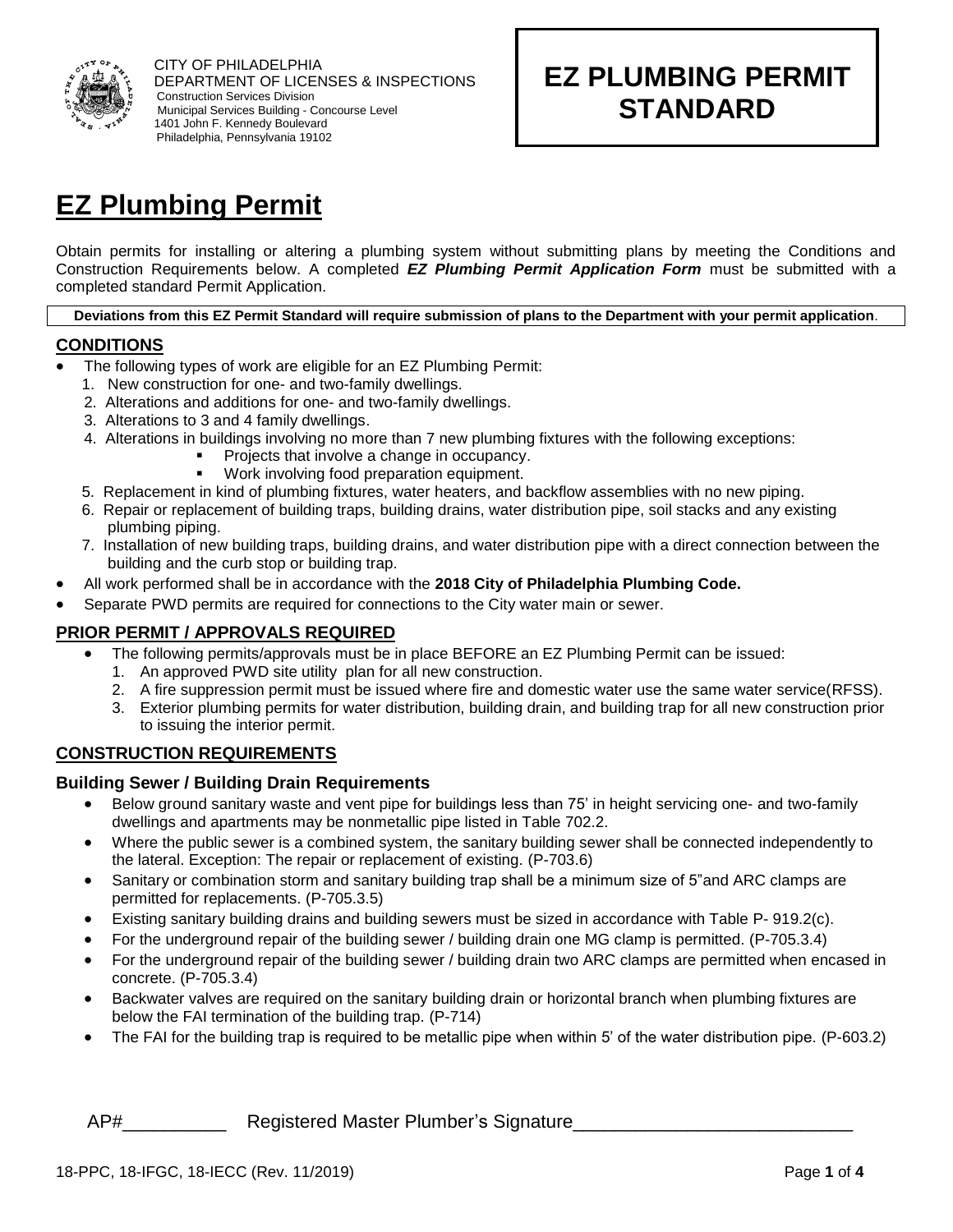CITY OF PHILADELPHIA
DEPARTMENT OF LICENSES & INSPECTIONS
Construction Services Division
Municipal Services Building - Concourse Level
1401 John F. Kennedy Boulevard
Philadelphia, Pennsylvania 19102

**EZ PLUMBING PERMIT STANDARD**

# EZ Plumbing Permit

Obtain permits for installing or altering a plumbing system without submitting plans by meeting the Conditions and Construction Requirements below. A completed ***EZ Plumbing Permit Application Form*** must be submitted with a completed standard Permit Application.

**Deviations from this EZ Permit Standard will require submission of plans to the Department with your permit application**.

## CONDITIONS

- The following types of work are eligible for an EZ Plumbing Permit:
  1. New construction for one- and two-family dwellings.
  2. Alterations and additions for one- and two-family dwellings.
  3. Alterations to 3 and 4 family dwellings.
  4. Alterations in buildings involving no more than 7 new plumbing fixtures with the following exceptions:
     - Projects that involve a change in occupancy.
     - Work involving food preparation equipment.
  5. Replacement in kind of plumbing fixtures, water heaters, and backflow assemblies with no new piping.
  6. Repair or replacement of building traps, building drains, water distribution pipe, soil stacks and any existing plumbing piping.
  7. Installation of new building traps, building drains, and water distribution pipe with a direct connection between the building and the curb stop or building trap.
- All work performed shall be in accordance with the **2018 City of Philadelphia Plumbing Code.**
- Separate PWD permits are required for connections to the City water main or sewer.

## PRIOR PERMIT / APPROVALS REQUIRED

- The following permits/approvals must be in place BEFORE an EZ Plumbing Permit can be issued:
  1. An approved PWD site utility plan for all new construction.
  2. A fire suppression permit must be issued where fire and domestic water use the same water service(RFSS).
  3. Exterior plumbing permits for water distribution, building drain, and building trap for all new construction prior to issuing the interior permit.

## CONSTRUCTION REQUIREMENTS

### Building Sewer / Building Drain Requirements

- Below ground sanitary waste and vent pipe for buildings less than 75' in height servicing one- and two-family dwellings and apartments may be nonmetallic pipe listed in Table 702.2.
- Where the public sewer is a combined system, the sanitary building sewer shall be connected independently to the lateral. Exception: The repair or replacement of existing. (P-703.6)
- Sanitary or combination storm and sanitary building trap shall be a minimum size of 5"and ARC clamps are permitted for replacements. (P-705.3.5)
- Existing sanitary building drains and building sewers must be sized in accordance with Table P- 919.2(c).
- For the underground repair of the building sewer / building drain one MG clamp is permitted. (P-705.3.4)
- For the underground repair of the building sewer / building drain two ARC clamps are permitted when encased in concrete. (P-705.3.4)
- Backwater valves are required on the sanitary building drain or horizontal branch when plumbing fixtures are below the FAI termination of the building trap. (P-714)
- The FAI for the building trap is required to be metallic pipe when within 5' of the water distribution pipe. (P-603.2)

AP#__________ Registered Master Plumber's Signature___________________________

18-PPC, 18-IFGC, 18-IECC (Rev. 11/2019)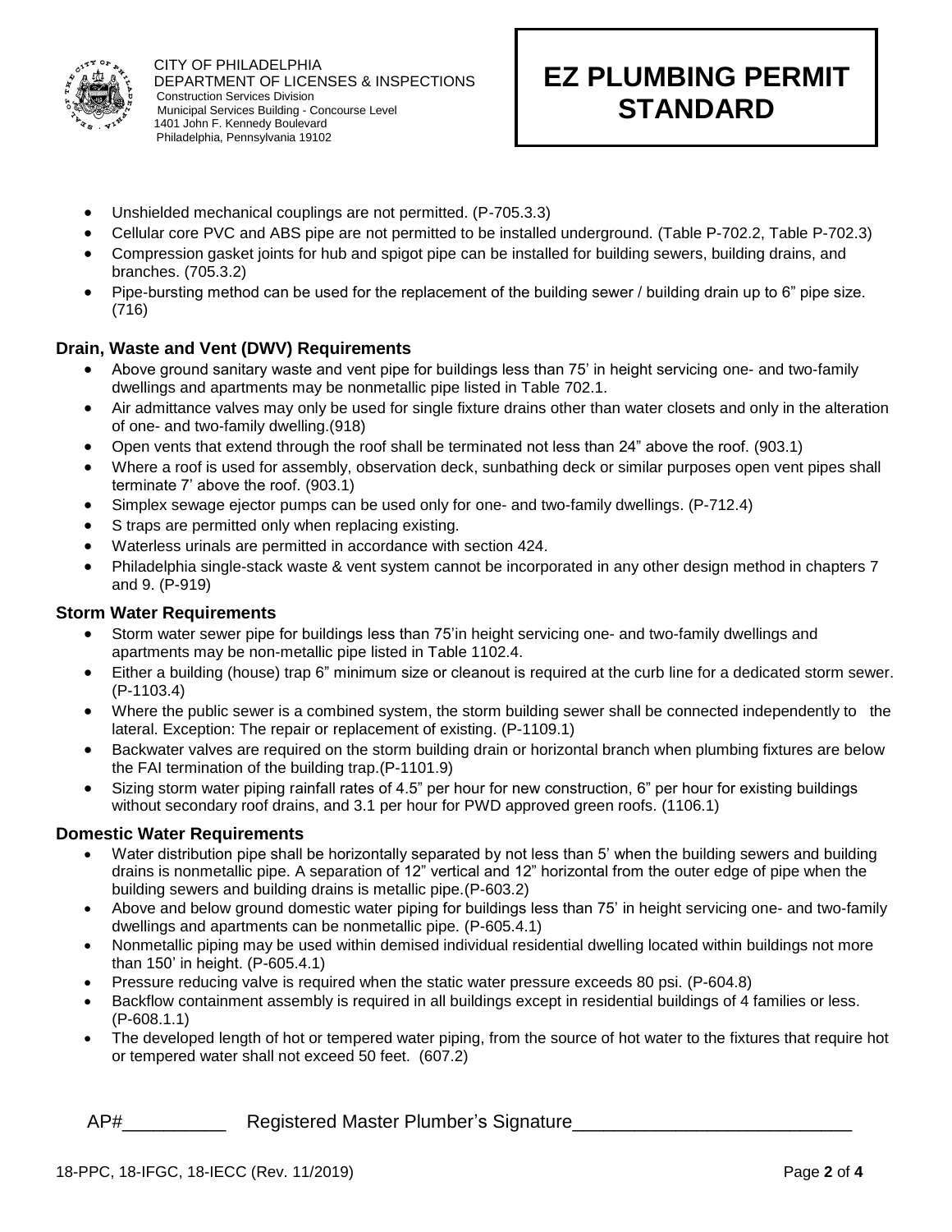- Unshielded mechanical couplings are not permitted. (P-705.3.3)
- Cellular core PVC and ABS pipe are not permitted to be installed underground. (Table P-702.2, Table P-702.3)
- Compression gasket joints for hub and spigot pipe can be installed for building sewers, building drains, and branches. (705.3.2)
- Pipe-bursting method can be used for the replacement of the building sewer / building drain up to 6" pipe size. (716)

### Drain, Waste and Vent (DWV) Requirements

- Above ground sanitary waste and vent pipe for buildings less than 75' in height servicing one- and two-family dwellings and apartments may be nonmetallic pipe listed in Table 702.1.
- Air admittance valves may only be used for single fixture drains other than water closets and only in the alteration of one- and two-family dwelling.(918)
- Open vents that extend through the roof shall be terminated not less than 24" above the roof. (903.1)
- Where a roof is used for assembly, observation deck, sunbathing deck or similar purposes open vent pipes shall terminate 7' above the roof. (903.1)
- Simplex sewage ejector pumps can be used only for one- and two-family dwellings. (P-712.4)
- S traps are permitted only when replacing existing.
- Waterless urinals are permitted in accordance with section 424.
- Philadelphia single-stack waste & vent system cannot be incorporated in any other design method in chapters 7 and 9. (P-919)

### Storm Water Requirements

- Storm water sewer pipe for buildings less than 75'in height servicing one- and two-family dwellings and apartments may be non-metallic pipe listed in Table 1102.4.
- Either a building (house) trap 6" minimum size or cleanout is required at the curb line for a dedicated storm sewer. (P-1103.4)
- Where the public sewer is a combined system, the storm building sewer shall be connected independently to the lateral. Exception: The repair or replacement of existing. (P-1109.1)
- Backwater valves are required on the storm building drain or horizontal branch when plumbing fixtures are below the FAI termination of the building trap.(P-1101.9)
- Sizing storm water piping rainfall rates of 4.5" per hour for new construction, 6" per hour for existing buildings without secondary roof drains, and 3.1 per hour for PWD approved green roofs. (1106.1)

### Domestic Water Requirements

- Water distribution pipe shall be horizontally separated by not less than 5' when the building sewers and building drains is nonmetallic pipe. A separation of 12" vertical and 12" horizontal from the outer edge of pipe when the building sewers and building drains is metallic pipe.(P-603.2)
- Above and below ground domestic water piping for buildings less than 75' in height servicing one- and two-family dwellings and apartments can be nonmetallic pipe. (P-605.4.1)
- Nonmetallic piping may be used within demised individual residential dwelling located within buildings not more than 150' in height. (P-605.4.1)
- Pressure reducing valve is required when the static water pressure exceeds 80 psi. (P-604.8)
- Backflow containment assembly is required in all buildings except in residential buildings of 4 families or less. (P-608.1.1)
- The developed length of hot or tempered water piping, from the source of hot water to the fixtures that require hot or tempered water shall not exceed 50 feet. (607.2)

AP#__________ Registered Master Plumber's Signature___________________________

18-PPC, 18-IFGC, 18-IECC (Rev. 11/2019)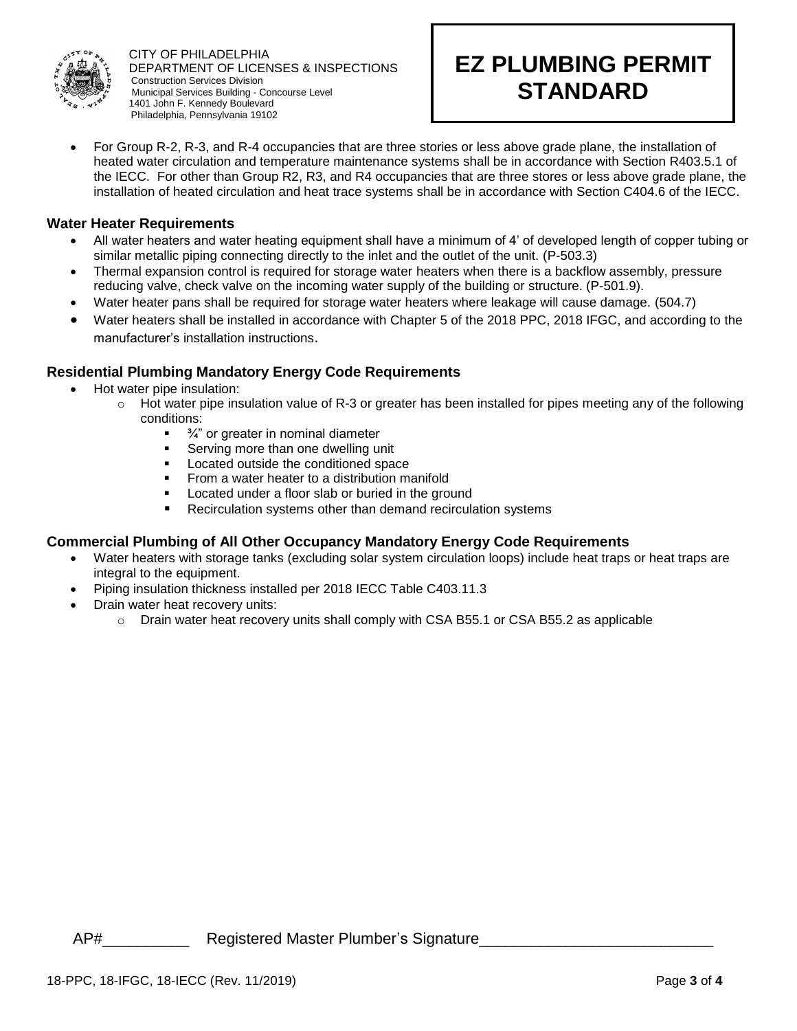- For Group R-2, R-3, and R-4 occupancies that are three stories or less above grade plane, the installation of heated water circulation and temperature maintenance systems shall be in accordance with Section R403.5.1 of the IECC. For other than Group R2, R3, and R4 occupancies that are three stores or less above grade plane, the installation of heated circulation and heat trace systems shall be in accordance with Section C404.6 of the IECC.

### Water Heater Requirements

- All water heaters and water heating equipment shall have a minimum of 4' of developed length of copper tubing or similar metallic piping connecting directly to the inlet and the outlet of the unit. (P-503.3)
- Thermal expansion control is required for storage water heaters when there is a backflow assembly, pressure reducing valve, check valve on the incoming water supply of the building or structure. (P-501.9).
- Water heater pans shall be required for storage water heaters where leakage will cause damage. (504.7)
- Water heaters shall be installed in accordance with Chapter 5 of the 2018 PPC, 2018 IFGC, and according to the manufacturer's installation instructions.

### Residential Plumbing Mandatory Energy Code Requirements

- Hot water pipe insulation:
  - Hot water pipe insulation value of R-3 or greater has been installed for pipes meeting any of the following conditions:
    - ¾" or greater in nominal diameter
    - Serving more than one dwelling unit
    - Located outside the conditioned space
    - From a water heater to a distribution manifold
    - Located under a floor slab or buried in the ground
    - Recirculation systems other than demand recirculation systems

### Commercial Plumbing of All Other Occupancy Mandatory Energy Code Requirements

- Water heaters with storage tanks (excluding solar system circulation loops) include heat traps or heat traps are integral to the equipment.
- Piping insulation thickness installed per 2018 IECC Table C403.11.3
- Drain water heat recovery units:
  - Drain water heat recovery units shall comply with CSA B55.1 or CSA B55.2 as applicable

AP#__________ Registered Master Plumber's Signature___________________________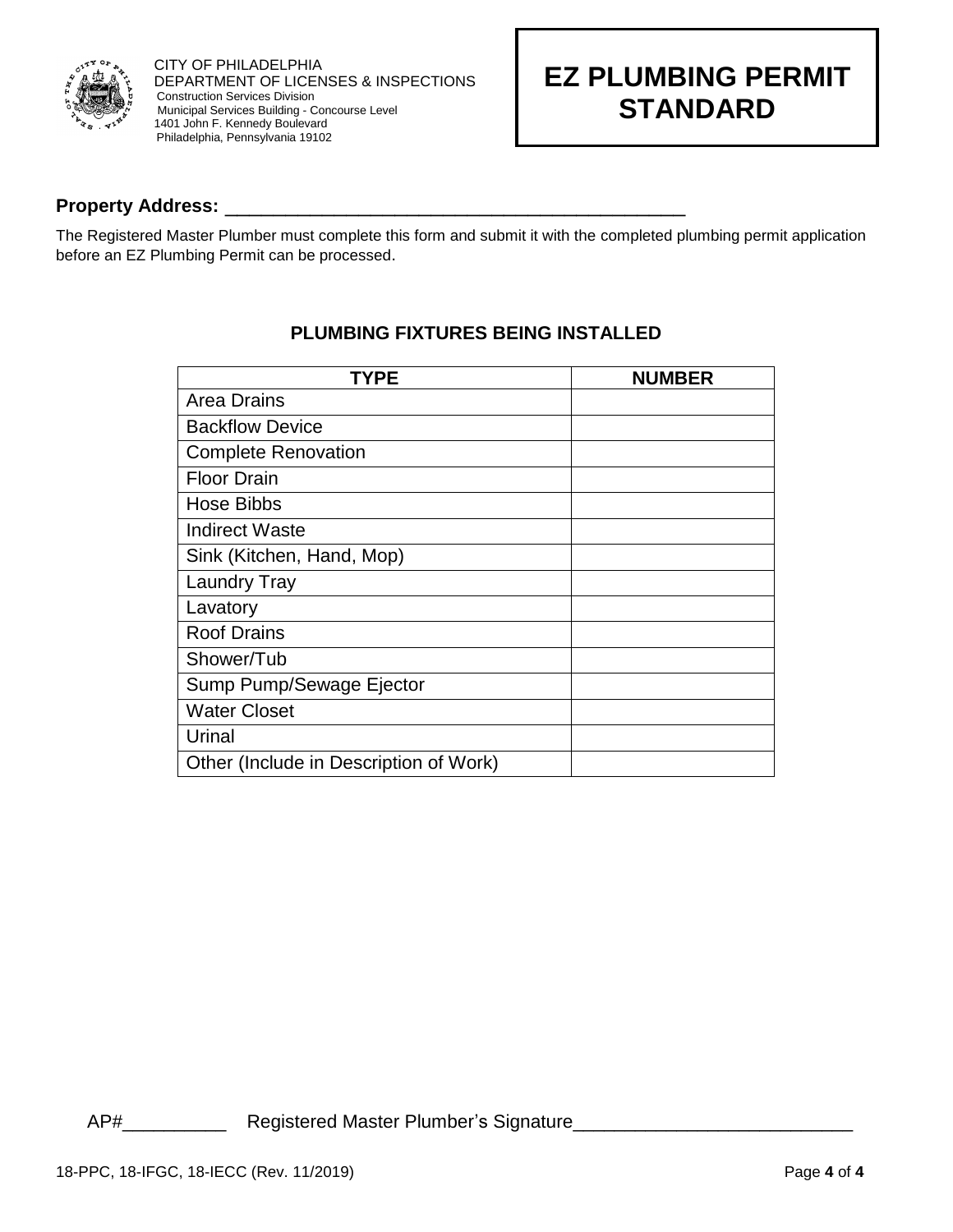CITY OF PHILADELPHIA
DEPARTMENT OF LICENSES & INSPECTIONS
Construction Services Division
Municipal Services Building - Concourse Level
1401 John F. Kennedy Boulevard
Philadelphia, Pennsylvania 19102

# EZ PLUMBING PERMIT STANDARD

**Property Address:** _______________________________________________

The Registered Master Plumber must complete this form and submit it with the completed plumbing permit application before an EZ Plumbing Permit can be processed.

## PLUMBING FIXTURES BEING INSTALLED

| TYPE | NUMBER |
|---|---|
| Area Drains | |
| Backflow Device | |
| Complete Renovation | |
| Floor Drain | |
| Hose Bibbs | |
| Indirect Waste | |
| Sink (Kitchen, Hand, Mop) | |
| Laundry Tray | |
| Lavatory | |
| Roof Drains | |
| Shower/Tub | |
| Sump Pump/Sewage Ejector | |
| Water Closet | |
| Urinal | |
| Other (Include in Description of Work) | |

AP#__________ Registered Master Plumber's Signature___________________________

18-PPC, 18-IFGC, 18-IECC (Rev. 11/2019)